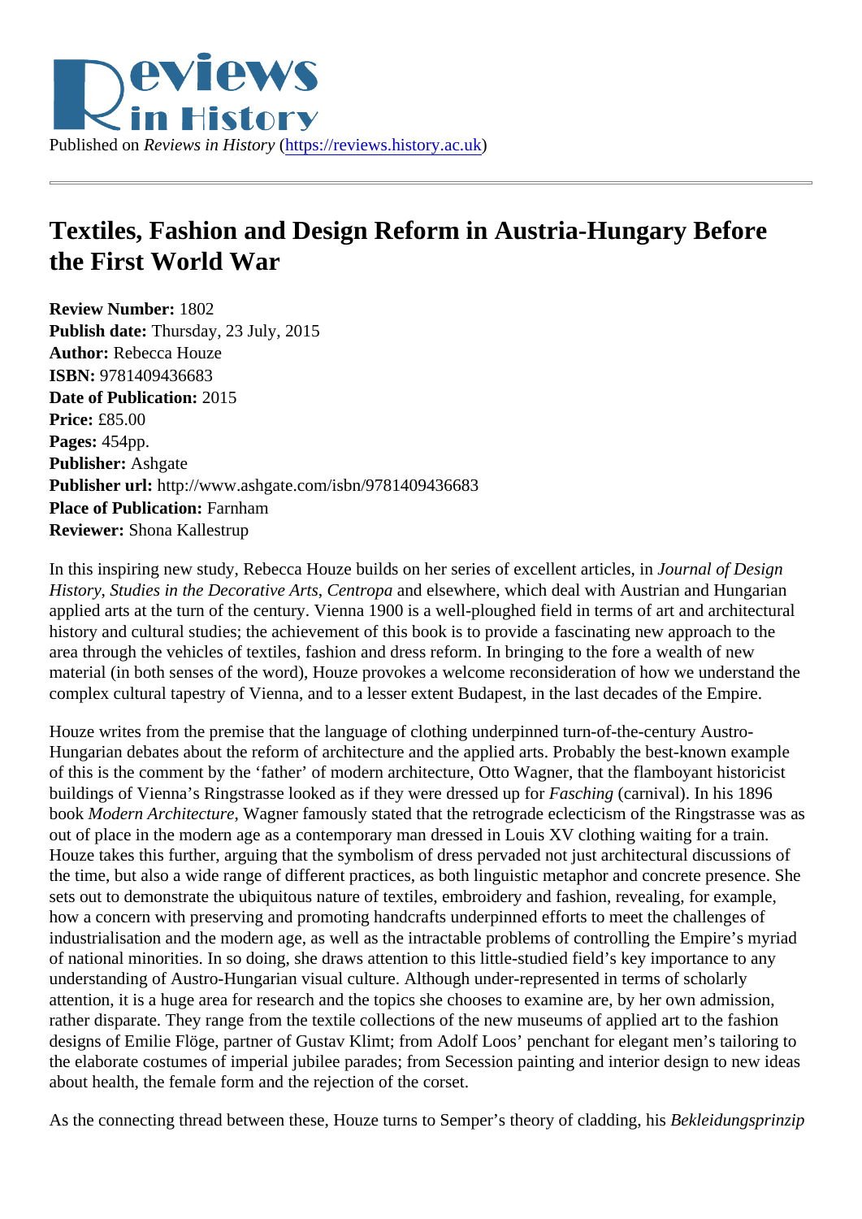Published on *Reviews in History* (https://reviews.history.ac.uk)

# Textiles, Fashion and Design Reform in Austria-Hungary Before the First World War

**Review Number:** 1802
**Publish date:** Thursday, 23 July, 2015
**Author:** Rebecca Houze
**ISBN:** 9781409436683
**Date of Publication:** 2015
**Price:** £85.00
**Pages:** 454pp.
**Publisher:** Ashgate
**Publisher url:** http://www.ashgate.com/isbn/9781409436683
**Place of Publication:** Farnham
**Reviewer:** Shona Kallestrup

In this inspiring new study, Rebecca Houze builds on her series of excellent articles, in *Journal of Design History*, *Studies in the Decorative Arts*, *Centropa* and elsewhere, which deal with Austrian and Hungarian applied arts at the turn of the century. Vienna 1900 is a well-ploughed field in terms of art and architectural history and cultural studies; the achievement of this book is to provide a fascinating new approach to the area through the vehicles of textiles, fashion and dress reform. In bringing to the fore a wealth of new material (in both senses of the word), Houze provokes a welcome reconsideration of how we understand the complex cultural tapestry of Vienna, and to a lesser extent Budapest, in the last decades of the Empire.

Houze writes from the premise that the language of clothing underpinned turn-of-the-century Austro-Hungarian debates about the reform of architecture and the applied arts. Probably the best-known example of this is the comment by the 'father' of modern architecture, Otto Wagner, that the flamboyant historicist buildings of Vienna's Ringstrasse looked as if they were dressed up for *Fasching* (carnival). In his 1896 book *Modern Architecture*, Wagner famously stated that the retrograde eclecticism of the Ringstrasse was as out of place in the modern age as a contemporary man dressed in Louis XV clothing waiting for a train. Houze takes this further, arguing that the symbolism of dress pervaded not just architectural discussions of the time, but also a wide range of different practices, as both linguistic metaphor and concrete presence. She sets out to demonstrate the ubiquitous nature of textiles, embroidery and fashion, revealing, for example, how a concern with preserving and promoting handcrafts underpinned efforts to meet the challenges of industrialisation and the modern age, as well as the intractable problems of controlling the Empire's myriad of national minorities. In so doing, she draws attention to this little-studied field's key importance to any understanding of Austro-Hungarian visual culture. Although under-represented in terms of scholarly attention, it is a huge area for research and the topics she chooses to examine are, by her own admission, rather disparate. They range from the textile collections of the new museums of applied art to the fashion designs of Emilie Flöge, partner of Gustav Klimt; from Adolf Loos' penchant for elegant men's tailoring to the elaborate costumes of imperial jubilee parades; from Secession painting and interior design to new ideas about health, the female form and the rejection of the corset.

As the connecting thread between these, Houze turns to Semper's theory of cladding, his *Bekleidungsprinzip*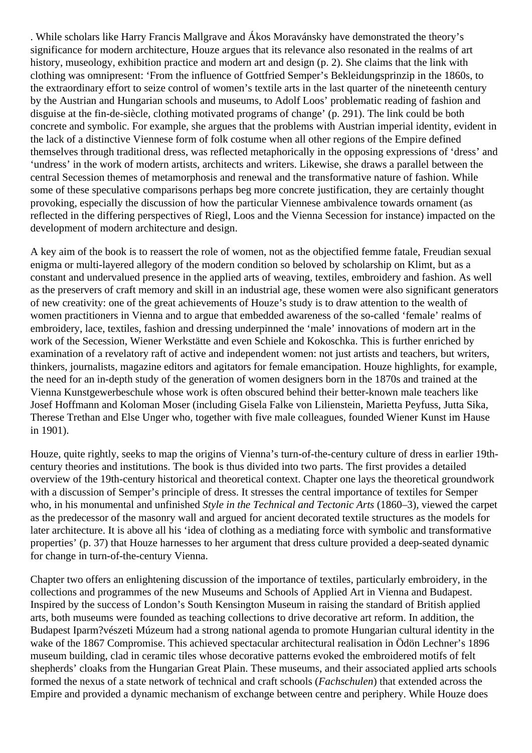. While scholars like Harry Francis Mallgrave and Ákos Moravánsky have demonstrated the theory's significance for modern architecture, Houze argues that its relevance also resonated in the realms of art history, museology, exhibition practice and modern art and design (p. 2). She claims that the link with clothing was omnipresent: 'From the influence of Gottfried Semper's Bekleidungsprinzip in the 1860s, to the extraordinary effort to seize control of women's textile arts in the last quarter of the nineteenth century by the Austrian and Hungarian schools and museums, to Adolf Loos' problematic reading of fashion and disguise at the fin-de-siècle, clothing motivated programs of change' (p. 291). The link could be both concrete and symbolic. For example, she argues that the problems with Austrian imperial identity, evident in the lack of a distinctive Viennese form of folk costume when all other regions of the Empire defined themselves through traditional dress, was reflected metaphorically in the opposing expressions of 'dress' and 'undress' in the work of modern artists, architects and writers. Likewise, she draws a parallel between the central Secession themes of metamorphosis and renewal and the transformative nature of fashion. While some of these speculative comparisons perhaps beg more concrete justification, they are certainly thought provoking, especially the discussion of how the particular Viennese ambivalence towards ornament (as reflected in the differing perspectives of Riegl, Loos and the Vienna Secession for instance) impacted on the development of modern architecture and design.

A key aim of the book is to reassert the role of women, not as the objectified femme fatale, Freudian sexual enigma or multi-layered allegory of the modern condition so beloved by scholarship on Klimt, but as a constant and undervalued presence in the applied arts of weaving, textiles, embroidery and fashion. As well as the preservers of craft memory and skill in an industrial age, these women were also significant generators of new creativity: one of the great achievements of Houze's study is to draw attention to the wealth of women practitioners in Vienna and to argue that embedded awareness of the so-called 'female' realms of embroidery, lace, textiles, fashion and dressing underpinned the 'male' innovations of modern art in the work of the Secession, Wiener Werkstätte and even Schiele and Kokoschka. This is further enriched by examination of a revelatory raft of active and independent women: not just artists and teachers, but writers, thinkers, journalists, magazine editors and agitators for female emancipation. Houze highlights, for example, the need for an in-depth study of the generation of women designers born in the 1870s and trained at the Vienna Kunstgewerbeschule whose work is often obscured behind their better-known male teachers like Josef Hoffmann and Koloman Moser (including Gisela Falke von Lilienstein, Marietta Peyfuss, Jutta Sika, Therese Trethan and Else Unger who, together with five male colleagues, founded Wiener Kunst im Hause in 1901).

Houze, quite rightly, seeks to map the origins of Vienna's turn-of-the-century culture of dress in earlier 19th-century theories and institutions. The book is thus divided into two parts. The first provides a detailed overview of the 19th-century historical and theoretical context. Chapter one lays the theoretical groundwork with a discussion of Semper's principle of dress. It stresses the central importance of textiles for Semper who, in his monumental and unfinished *Style in the Technical and Tectonic Arts* (1860–3), viewed the carpet as the predecessor of the masonry wall and argued for ancient decorated textile structures as the models for later architecture. It is above all his 'idea of clothing as a mediating force with symbolic and transformative properties' (p. 37) that Houze harnesses to her argument that dress culture provided a deep-seated dynamic for change in turn-of-the-century Vienna.

Chapter two offers an enlightening discussion of the importance of textiles, particularly embroidery, in the collections and programmes of the new Museums and Schools of Applied Art in Vienna and Budapest. Inspired by the success of London's South Kensington Museum in raising the standard of British applied arts, both museums were founded as teaching collections to drive decorative art reform. In addition, the Budapest Iparm?vészeti Múzeum had a strong national agenda to promote Hungarian cultural identity in the wake of the 1867 Compromise. This achieved spectacular architectural realisation in Ödön Lechner's 1896 museum building, clad in ceramic tiles whose decorative patterns evoked the embroidered motifs of felt shepherds' cloaks from the Hungarian Great Plain. These museums, and their associated applied arts schools formed the nexus of a state network of technical and craft schools (*Fachschulen*) that extended across the Empire and provided a dynamic mechanism of exchange between centre and periphery. While Houze does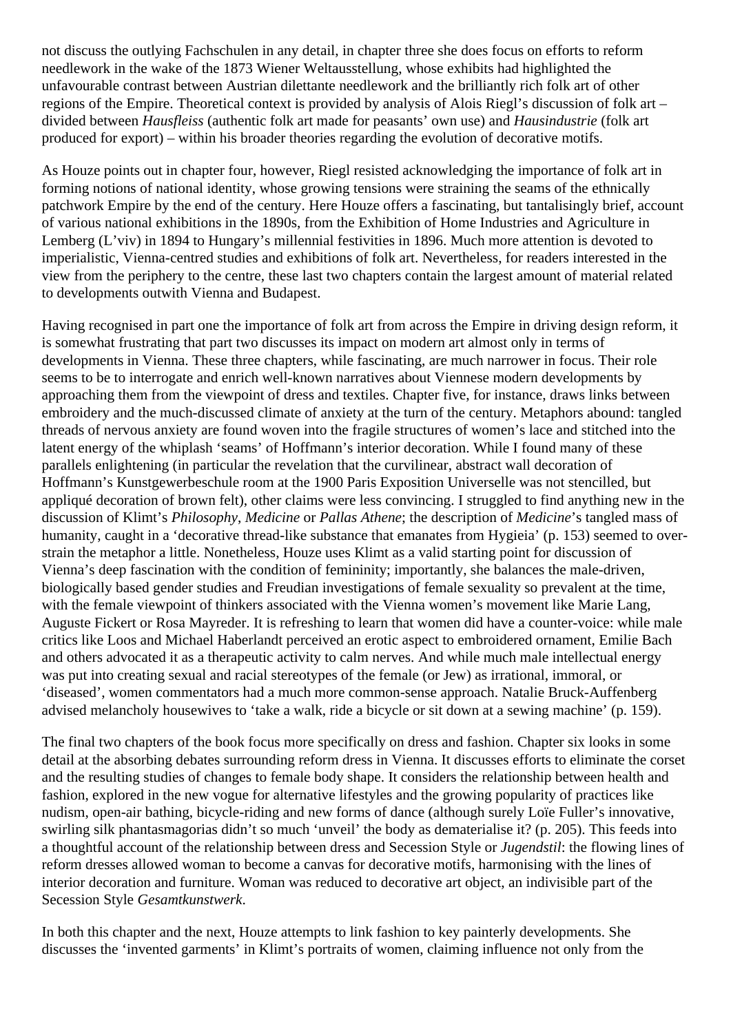not discuss the outlying Fachschulen in any detail, in chapter three she does focus on efforts to reform needlework in the wake of the 1873 Wiener Weltausstellung, whose exhibits had highlighted the unfavourable contrast between Austrian dilettante needlework and the brilliantly rich folk art of other regions of the Empire. Theoretical context is provided by analysis of Alois Riegl's discussion of folk art – divided between *Hausfleiss* (authentic folk art made for peasants' own use) and *Hausindustrie* (folk art produced for export) – within his broader theories regarding the evolution of decorative motifs.

As Houze points out in chapter four, however, Riegl resisted acknowledging the importance of folk art in forming notions of national identity, whose growing tensions were straining the seams of the ethnically patchwork Empire by the end of the century. Here Houze offers a fascinating, but tantalisingly brief, account of various national exhibitions in the 1890s, from the Exhibition of Home Industries and Agriculture in Lemberg (L'viv) in 1894 to Hungary's millennial festivities in 1896. Much more attention is devoted to imperialistic, Vienna-centred studies and exhibitions of folk art. Nevertheless, for readers interested in the view from the periphery to the centre, these last two chapters contain the largest amount of material related to developments outwith Vienna and Budapest.

Having recognised in part one the importance of folk art from across the Empire in driving design reform, it is somewhat frustrating that part two discusses its impact on modern art almost only in terms of developments in Vienna. These three chapters, while fascinating, are much narrower in focus. Their role seems to be to interrogate and enrich well-known narratives about Viennese modern developments by approaching them from the viewpoint of dress and textiles. Chapter five, for instance, draws links between embroidery and the much-discussed climate of anxiety at the turn of the century. Metaphors abound: tangled threads of nervous anxiety are found woven into the fragile structures of women's lace and stitched into the latent energy of the whiplash 'seams' of Hoffmann's interior decoration. While I found many of these parallels enlightening (in particular the revelation that the curvilinear, abstract wall decoration of Hoffmann's Kunstgewerbeschule room at the 1900 Paris Exposition Universelle was not stencilled, but appliqué decoration of brown felt), other claims were less convincing. I struggled to find anything new in the discussion of Klimt's *Philosophy*, *Medicine* or *Pallas Athene*; the description of *Medicine*'s tangled mass of humanity, caught in a 'decorative thread-like substance that emanates from Hygieia' (p. 153) seemed to over-strain the metaphor a little. Nonetheless, Houze uses Klimt as a valid starting point for discussion of Vienna's deep fascination with the condition of femininity; importantly, she balances the male-driven, biologically based gender studies and Freudian investigations of female sexuality so prevalent at the time, with the female viewpoint of thinkers associated with the Vienna women's movement like Marie Lang, Auguste Fickert or Rosa Mayreder. It is refreshing to learn that women did have a counter-voice: while male critics like Loos and Michael Haberlandt perceived an erotic aspect to embroidered ornament, Emilie Bach and others advocated it as a therapeutic activity to calm nerves. And while much male intellectual energy was put into creating sexual and racial stereotypes of the female (or Jew) as irrational, immoral, or 'diseased', women commentators had a much more common-sense approach. Natalie Bruck-Auffenberg advised melancholy housewives to 'take a walk, ride a bicycle or sit down at a sewing machine' (p. 159).

The final two chapters of the book focus more specifically on dress and fashion. Chapter six looks in some detail at the absorbing debates surrounding reform dress in Vienna. It discusses efforts to eliminate the corset and the resulting studies of changes to female body shape. It considers the relationship between health and fashion, explored in the new vogue for alternative lifestyles and the growing popularity of practices like nudism, open-air bathing, bicycle-riding and new forms of dance (although surely Loïe Fuller's innovative, swirling silk phantasmagorias didn't so much 'unveil' the body as dematerialise it? (p. 205). This feeds into a thoughtful account of the relationship between dress and Secession Style or *Jugendstil*: the flowing lines of reform dresses allowed woman to become a canvas for decorative motifs, harmonising with the lines of interior decoration and furniture. Woman was reduced to decorative art object, an indivisible part of the Secession Style *Gesamtkunstwerk*.

In both this chapter and the next, Houze attempts to link fashion to key painterly developments. She discusses the 'invented garments' in Klimt's portraits of women, claiming influence not only from the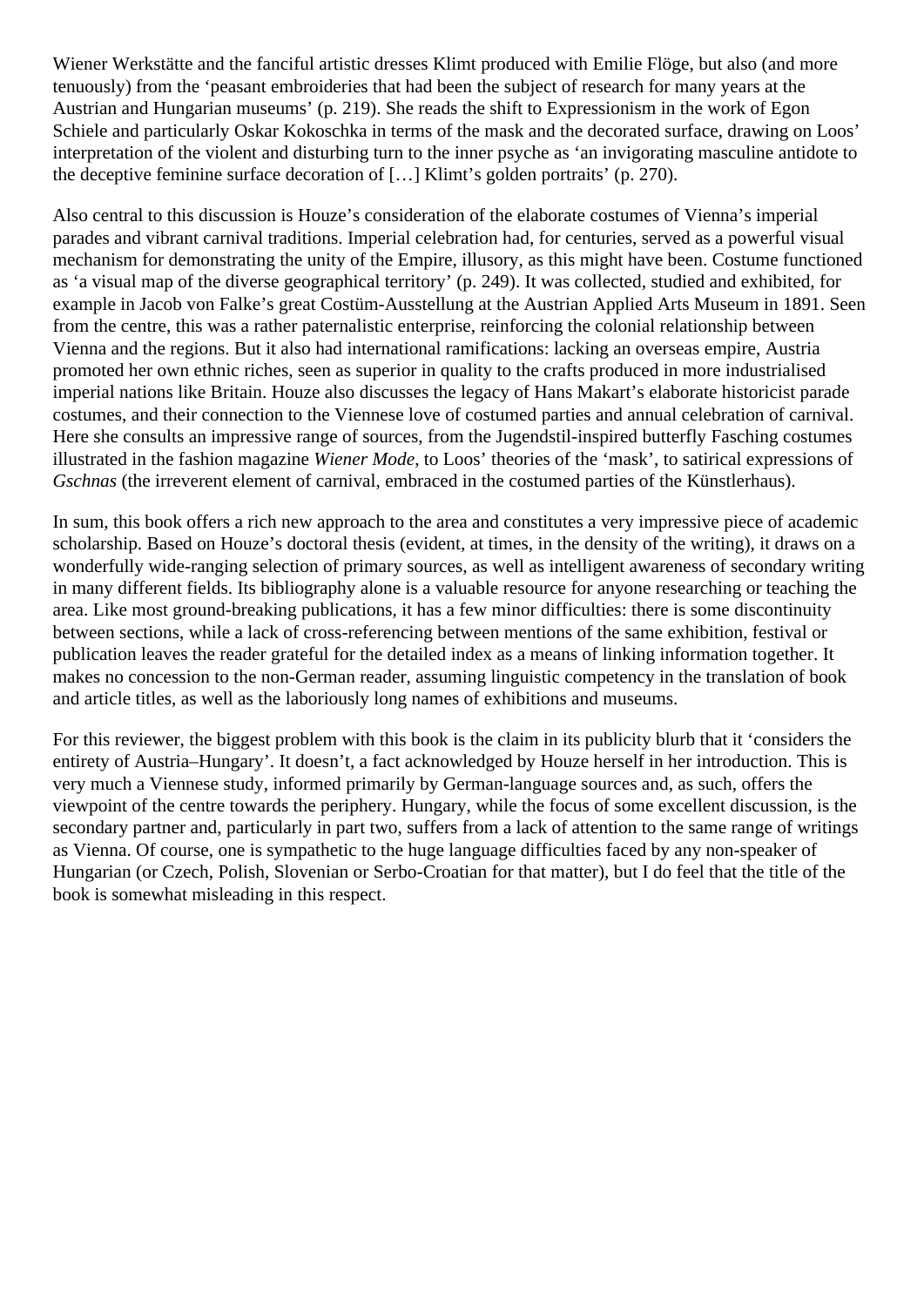Wiener Werkstätte and the fanciful artistic dresses Klimt produced with Emilie Flöge, but also (and more tenuously) from the 'peasant embroideries that had been the subject of research for many years at the Austrian and Hungarian museums' (p. 219). She reads the shift to Expressionism in the work of Egon Schiele and particularly Oskar Kokoschka in terms of the mask and the decorated surface, drawing on Loos' interpretation of the violent and disturbing turn to the inner psyche as 'an invigorating masculine antidote to the deceptive feminine surface decoration of […] Klimt's golden portraits' (p. 270).

Also central to this discussion is Houze's consideration of the elaborate costumes of Vienna's imperial parades and vibrant carnival traditions. Imperial celebration had, for centuries, served as a powerful visual mechanism for demonstrating the unity of the Empire, illusory, as this might have been. Costume functioned as 'a visual map of the diverse geographical territory' (p. 249). It was collected, studied and exhibited, for example in Jacob von Falke's great Costüm-Ausstellung at the Austrian Applied Arts Museum in 1891. Seen from the centre, this was a rather paternalistic enterprise, reinforcing the colonial relationship between Vienna and the regions. But it also had international ramifications: lacking an overseas empire, Austria promoted her own ethnic riches, seen as superior in quality to the crafts produced in more industrialised imperial nations like Britain. Houze also discusses the legacy of Hans Makart's elaborate historicist parade costumes, and their connection to the Viennese love of costumed parties and annual celebration of carnival. Here she consults an impressive range of sources, from the Jugendstil-inspired butterfly Fasching costumes illustrated in the fashion magazine *Wiener Mode*, to Loos' theories of the 'mask', to satirical expressions of *Gschnas* (the irreverent element of carnival, embraced in the costumed parties of the Künstlerhaus).

In sum, this book offers a rich new approach to the area and constitutes a very impressive piece of academic scholarship. Based on Houze's doctoral thesis (evident, at times, in the density of the writing), it draws on a wonderfully wide-ranging selection of primary sources, as well as intelligent awareness of secondary writing in many different fields. Its bibliography alone is a valuable resource for anyone researching or teaching the area. Like most ground-breaking publications, it has a few minor difficulties: there is some discontinuity between sections, while a lack of cross-referencing between mentions of the same exhibition, festival or publication leaves the reader grateful for the detailed index as a means of linking information together. It makes no concession to the non-German reader, assuming linguistic competency in the translation of book and article titles, as well as the laboriously long names of exhibitions and museums.

For this reviewer, the biggest problem with this book is the claim in its publicity blurb that it 'considers the entirety of Austria–Hungary'. It doesn't, a fact acknowledged by Houze herself in her introduction. This is very much a Viennese study, informed primarily by German-language sources and, as such, offers the viewpoint of the centre towards the periphery. Hungary, while the focus of some excellent discussion, is the secondary partner and, particularly in part two, suffers from a lack of attention to the same range of writings as Vienna. Of course, one is sympathetic to the huge language difficulties faced by any non-speaker of Hungarian (or Czech, Polish, Slovenian or Serbo-Croatian for that matter), but I do feel that the title of the book is somewhat misleading in this respect.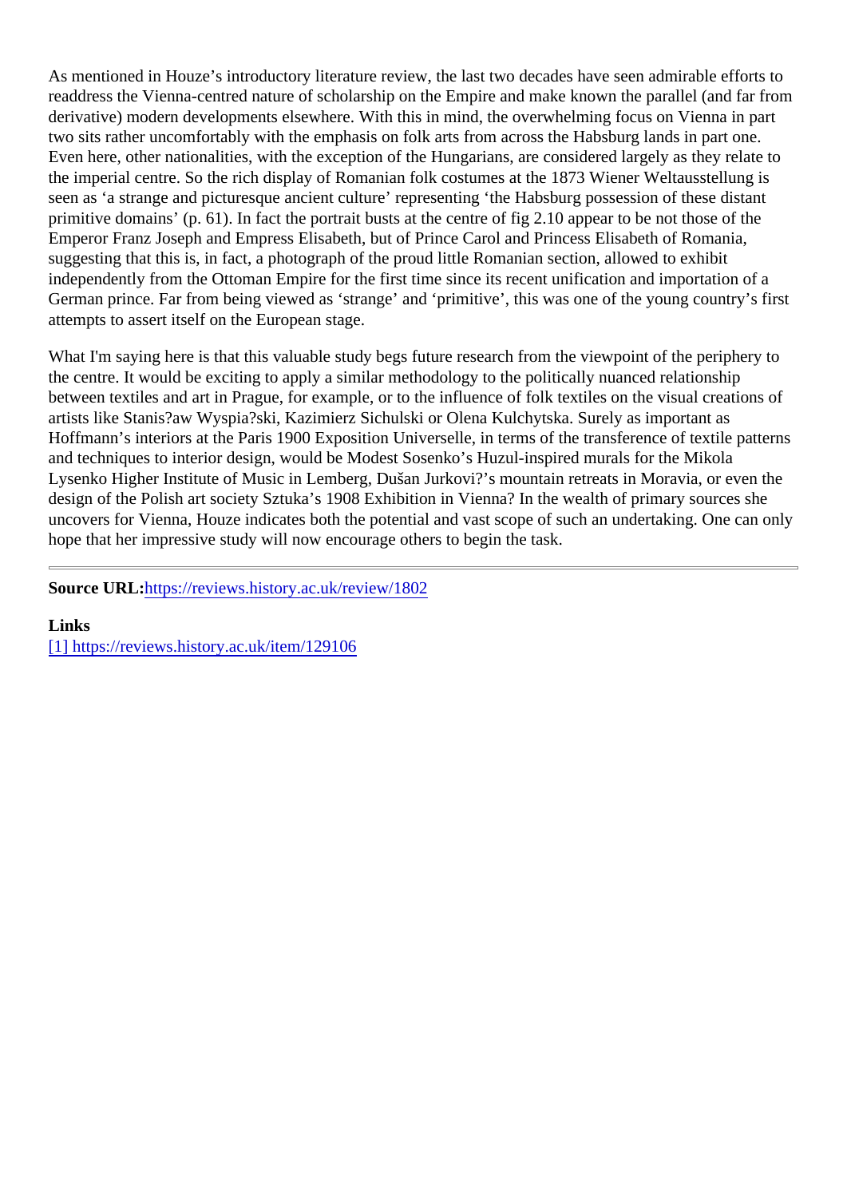As mentioned in Houze's introductory literature review, the last two decades have seen admirable efforts to readdress the Vienna-centred nature of scholarship on the Empire and make known the parallel (and far from derivative) modern developments elsewhere. With this in mind, the overwhelming focus on Vienna in part two sits rather uncomfortably with the emphasis on folk arts from across the Habsburg lands in part one. Even here, other nationalities, with the exception of the Hungarians, are considered largely as they relate to the imperial centre. So the rich display of Romanian folk costumes at the 1873 Wiener Weltausstellung is seen as 'a strange and picturesque ancient culture' representing 'the Habsburg possession of these distant primitive domains' (p. 61). In fact the portrait busts at the centre of fig 2.10 appear to be not those of the Emperor Franz Joseph and Empress Elisabeth, but of Prince Carol and Princess Elisabeth of Romania, suggesting that this is, in fact, a photograph of the proud little Romanian section, allowed to exhibit independently from the Ottoman Empire for the first time since its recent unification and importation of a German prince. Far from being viewed as 'strange' and 'primitive', this was one of the young country's first attempts to assert itself on the European stage.

What I'm saying here is that this valuable study begs future research from the viewpoint of the periphery to the centre. It would be exciting to apply a similar methodology to the politically nuanced relationship between textiles and art in Prague, for example, or to the influence of folk textiles on the visual creations of artists like Stanis?aw Wyspia?ski, Kazimierz Sichulski or Olena Kulchytska. Surely as important as Hoffmann's interiors at the Paris 1900 Exposition Universelle, in terms of the transference of textile patterns and techniques to interior design, would be Modest Sosenko's Huzul-inspired murals for the Mikola Lysenko Higher Institute of Music in Lemberg, Dušan Jurkovi?'s mountain retreats in Moravia, or even the design of the Polish art society Sztuka's 1908 Exhibition in Vienna? In the wealth of primary sources she uncovers for Vienna, Houze indicates both the potential and vast scope of such an undertaking. One can only hope that her impressive study will now encourage others to begin the task.

---

**Source URL:** https://reviews.history.ac.uk/review/1802

**Links**
[1] https://reviews.history.ac.uk/item/129106